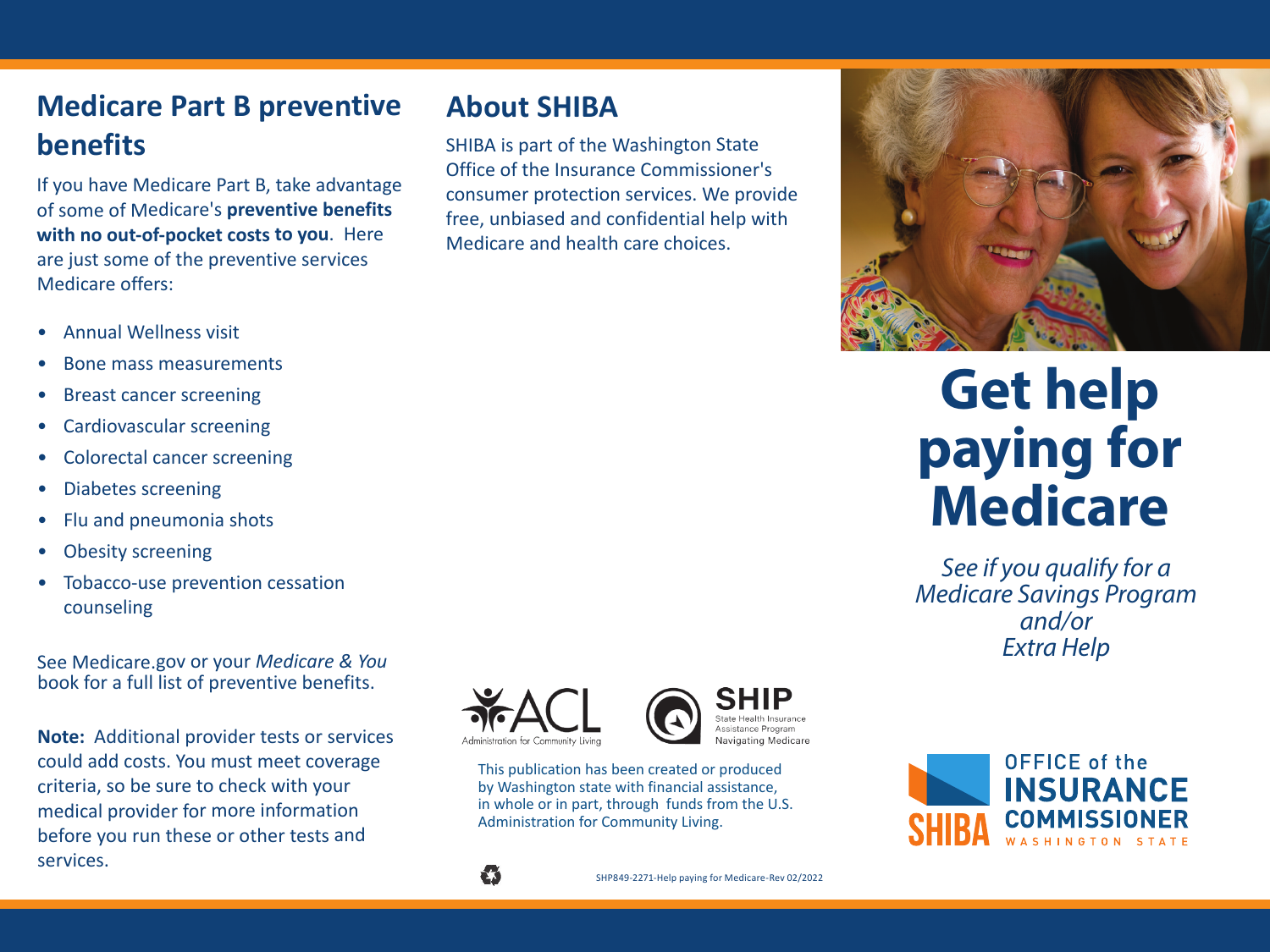## Medicare Part B preventive benefits

If you have Medicare Part B, take advantage of some of Medicare's **preventive benefits with no out-of-pocket costs to you**. Here are just some of the preventive services Medicare offers:

- Annual Wellness visit
- Bone mass measurements
- Breast cancer screening
- Cardiovascular screening
- Colorectal cancer screening
- Diabetes screening
- Flu and pneumonia shots
- Obesity screening
- Tobacco-use prevention cessation counseling

See Medicare.gov or your *Medicare & You* book for a full list of preventive benefits.

**Note:** Additional provider tests or services could add costs. You must meet coverage criteria, so be sure to check with your medical provider for more information before you run these or other tests and services.

## About SHIBA

SHIBA is part of the Washington State Office of the Insurance Commissioner's consumer protection services. We provide free, unbiased and confidential help with Medicare and health care choices.

ACL Administration for Community Living

SHIP State Health Insurance Assistance Program Navigating Medicare

This publication has been created or produced by Washington state with financial assistance, in whole or in part, through funds from the U.S. Administration for Community Living.

SHP849-2271-Help paying for Medicare-Rev 02/2022

# Get help paying for Medicare

*See if you qualify for a Medicare Savings Program and/or Extra Help*

SHIBA

OFFICE of the INSURANCE COMMISSIONER WASHINGTON STATE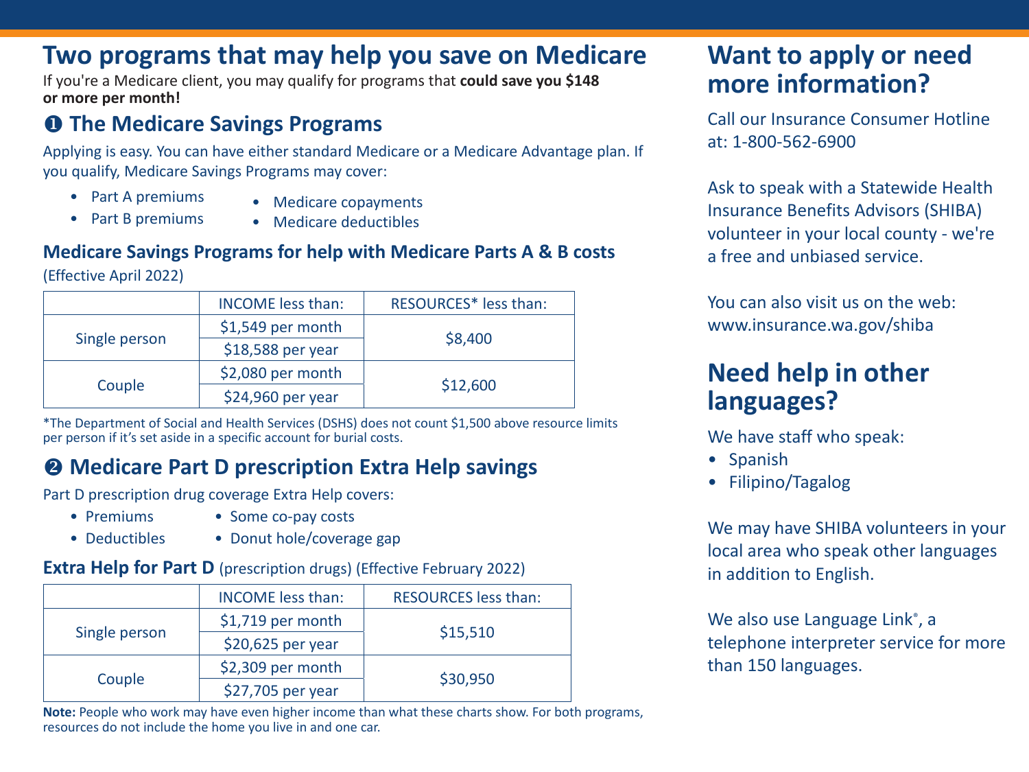# Two programs that may help you save on Medicare

If you're a Medicare client, you may qualify for programs that **could save you $148 or more per month!**

## ❶ The Medicare Savings Programs

Applying is easy. You can have either standard Medicare or a Medicare Advantage plan. If you qualify, Medicare Savings Programs may cover:

- Part A premiums
- Part B premiums
- Medicare copayments
- Medicare deductibles

### Medicare Savings Programs for help with Medicare Parts A & B costs

(Effective April 2022)

| | INCOME less than: | RESOURCES* less than: |
|---|---|---|
| Single person | $1,549 per month | $8,400 |
| | $18,588 per year | |
| Couple | $2,080 per month | $12,600 |
| | $24,960 per year | |

*The Department of Social and Health Services (DSHS) does not count $1,500 above resource limits per person if it's set aside in a specific account for burial costs.

## ❷ Medicare Part D prescription Extra Help savings

Part D prescription drug coverage Extra Help covers:

- Premiums
- Deductibles
- Some co-pay costs
- Donut hole/coverage gap

### Extra Help for Part D (prescription drugs) (Effective February 2022)

| | INCOME less than: | RESOURCES less than: |
|---|---|---|
| Single person | $1,719 per month | $15,510 |
| | $20,625 per year | |
| Couple | $2,309 per month | $30,950 |
| | $27,705 per year | |

**Note:** People who work may have even higher income than what these charts show. For both programs, resources do not include the home you live in and one car.

# Want to apply or need more information?

Call our Insurance Consumer Hotline at: 1-800-562-6900

Ask to speak with a Statewide Health Insurance Benefits Advisors (SHIBA) volunteer in your local county - we're a free and unbiased service.

You can also visit us on the web: www.insurance.wa.gov/shiba

# Need help in other languages?

We have staff who speak:

- Spanish
- Filipino/Tagalog

We may have SHIBA volunteers in your local area who speak other languages in addition to English.

We also use Language Link®, a telephone interpreter service for more than 150 languages.